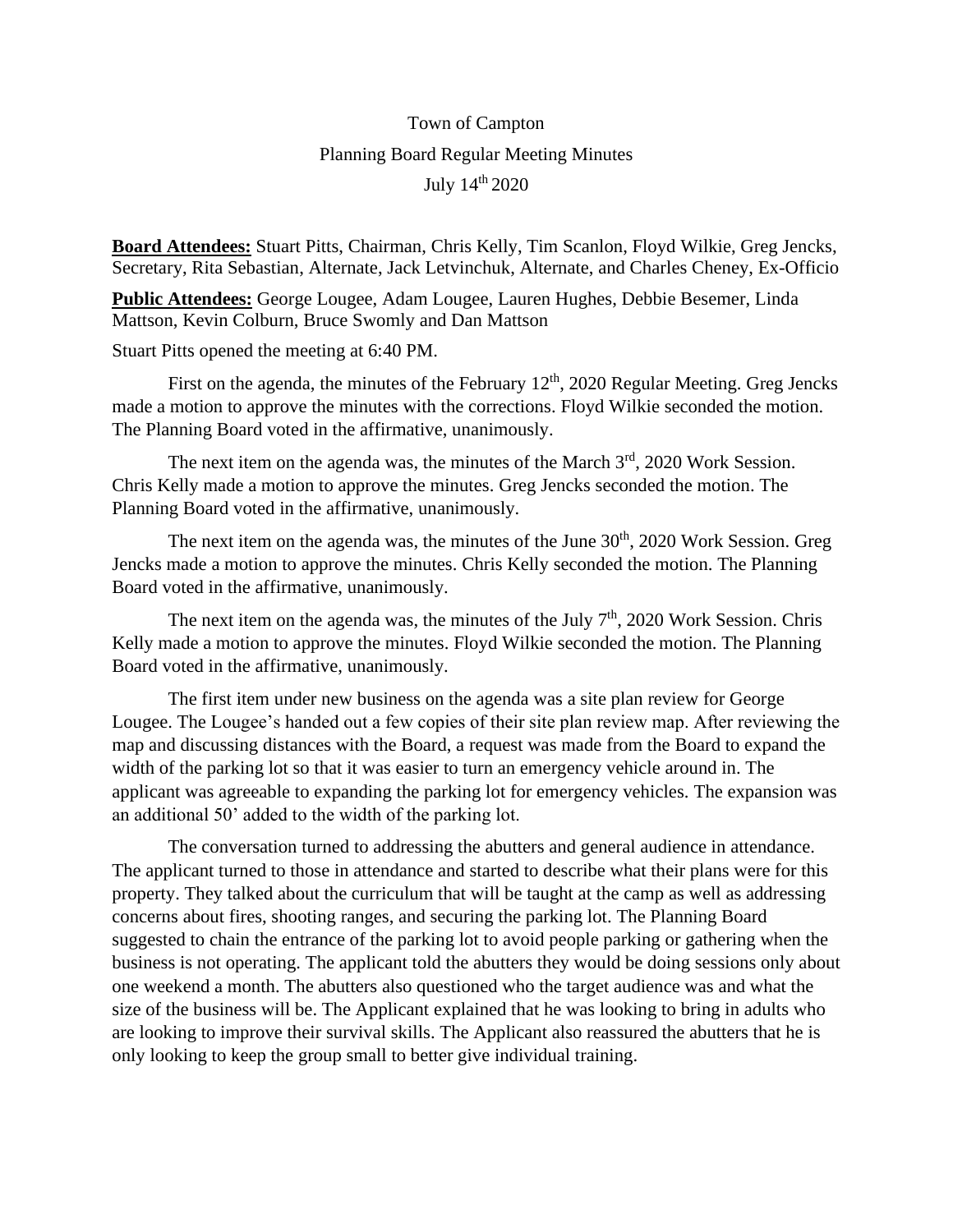Town of Campton

Planning Board Regular Meeting Minutes

July 14th 2020

**Board Attendees:** Stuart Pitts, Chairman, Chris Kelly, Tim Scanlon, Floyd Wilkie, Greg Jencks, Secretary, Rita Sebastian, Alternate, Jack Letvinchuk, Alternate, and Charles Cheney, Ex-Officio

**Public Attendees:** George Lougee, Adam Lougee, Lauren Hughes, Debbie Besemer, Linda Mattson, Kevin Colburn, Bruce Swomly and Dan Mattson

Stuart Pitts opened the meeting at 6:40 PM.

First on the agenda, the minutes of the February 12th, 2020 Regular Meeting. Greg Jencks made a motion to approve the minutes with the corrections. Floyd Wilkie seconded the motion. The Planning Board voted in the affirmative, unanimously.

The next item on the agenda was, the minutes of the March 3rd, 2020 Work Session. Chris Kelly made a motion to approve the minutes. Greg Jencks seconded the motion. The Planning Board voted in the affirmative, unanimously.

The next item on the agenda was, the minutes of the June 30th, 2020 Work Session. Greg Jencks made a motion to approve the minutes. Chris Kelly seconded the motion. The Planning Board voted in the affirmative, unanimously.

The next item on the agenda was, the minutes of the July 7th, 2020 Work Session. Chris Kelly made a motion to approve the minutes. Floyd Wilkie seconded the motion. The Planning Board voted in the affirmative, unanimously.

The first item under new business on the agenda was a site plan review for George Lougee. The Lougee's handed out a few copies of their site plan review map. After reviewing the map and discussing distances with the Board, a request was made from the Board to expand the width of the parking lot so that it was easier to turn an emergency vehicle around in. The applicant was agreeable to expanding the parking lot for emergency vehicles. The expansion was an additional 50' added to the width of the parking lot.

The conversation turned to addressing the abutters and general audience in attendance. The applicant turned to those in attendance and started to describe what their plans were for this property. They talked about the curriculum that will be taught at the camp as well as addressing concerns about fires, shooting ranges, and securing the parking lot. The Planning Board suggested to chain the entrance of the parking lot to avoid people parking or gathering when the business is not operating. The applicant told the abutters they would be doing sessions only about one weekend a month. The abutters also questioned who the target audience was and what the size of the business will be. The Applicant explained that he was looking to bring in adults who are looking to improve their survival skills. The Applicant also reassured the abutters that he is only looking to keep the group small to better give individual training.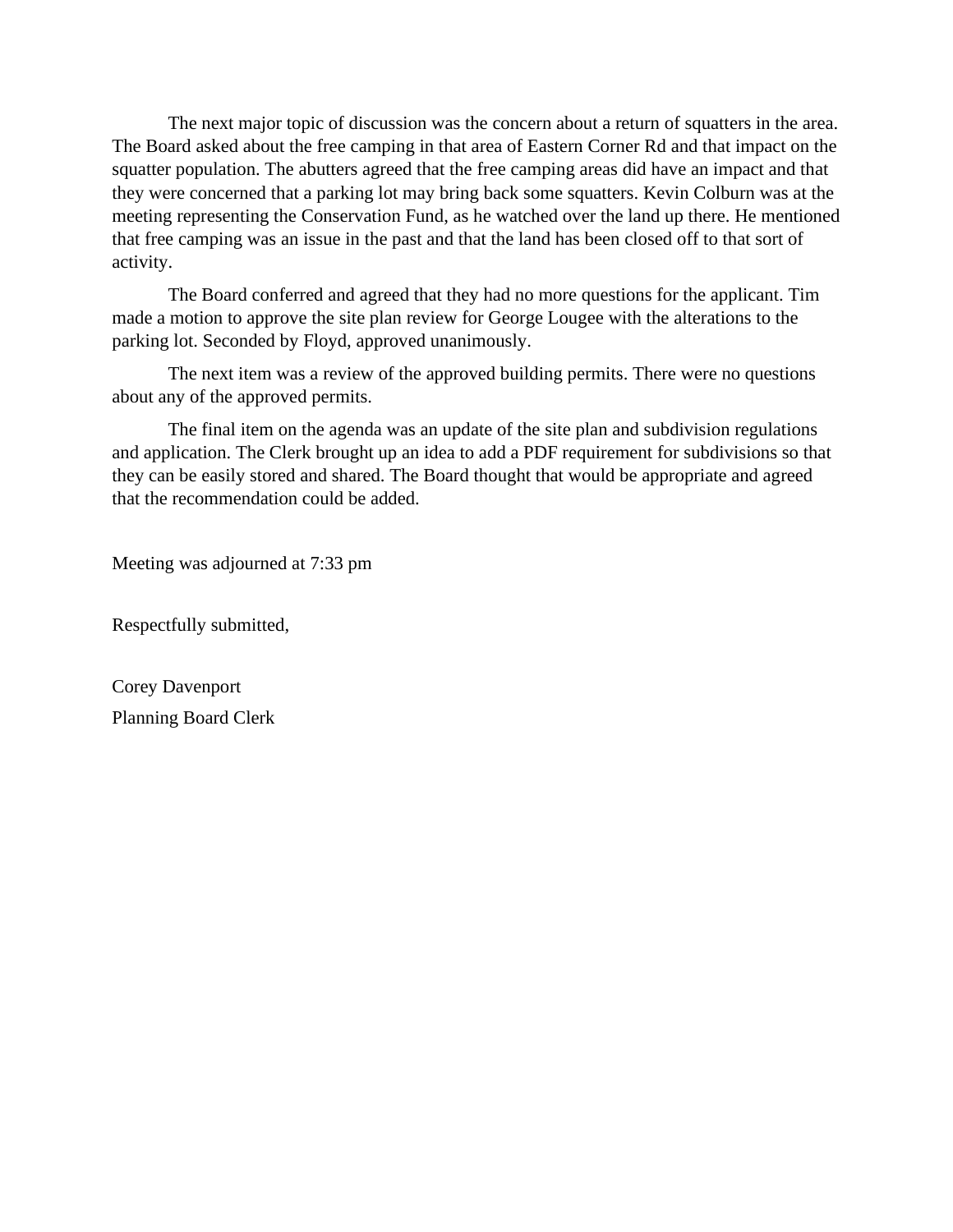The next major topic of discussion was the concern about a return of squatters in the area. The Board asked about the free camping in that area of Eastern Corner Rd and that impact on the squatter population. The abutters agreed that the free camping areas did have an impact and that they were concerned that a parking lot may bring back some squatters. Kevin Colburn was at the meeting representing the Conservation Fund, as he watched over the land up there. He mentioned that free camping was an issue in the past and that the land has been closed off to that sort of activity.

The Board conferred and agreed that they had no more questions for the applicant. Tim made a motion to approve the site plan review for George Lougee with the alterations to the parking lot. Seconded by Floyd, approved unanimously.

The next item was a review of the approved building permits. There were no questions about any of the approved permits.

The final item on the agenda was an update of the site plan and subdivision regulations and application. The Clerk brought up an idea to add a PDF requirement for subdivisions so that they can be easily stored and shared. The Board thought that would be appropriate and agreed that the recommendation could be added.

Meeting was adjourned at 7:33 pm

Respectfully submitted,

Corey Davenport
Planning Board Clerk